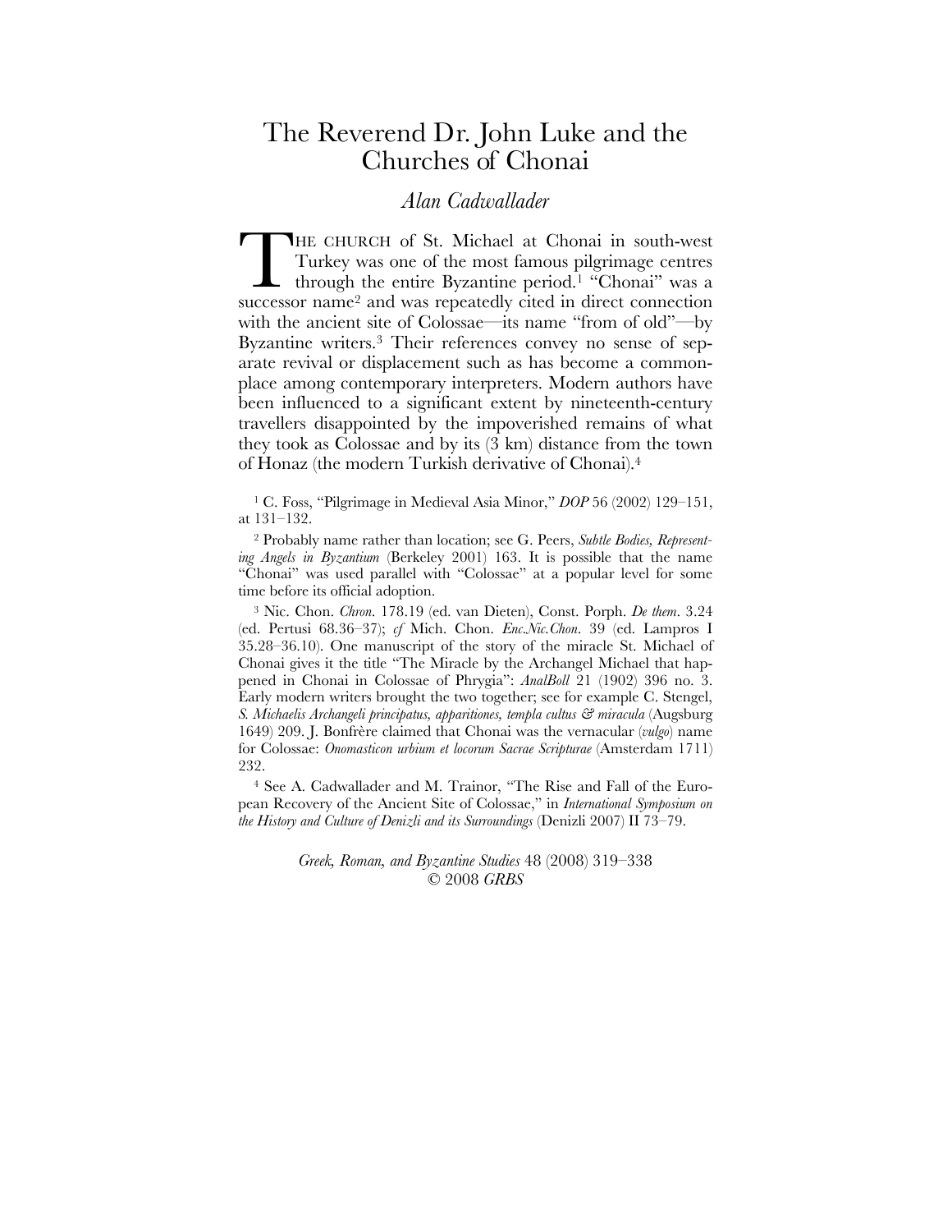# The Reverend Dr. John Luke and the Churches of Chonai

*Alan Cadwallader*

THE CHURCH of St. Michael at Chonai in south-west Turkey was one of the most famous pilgrimage centres through the entire Byzantine period.[1] "Chonai" was a successor name[2] and was repeatedly cited in direct connection with the ancient site of Colossae—its name "from of old"—by Byzantine writers.[3] Their references convey no sense of separate revival or displacement such as has become a commonplace among contemporary interpreters. Modern authors have been influenced to a significant extent by nineteenth-century travellers disappointed by the impoverished remains of what they took as Colossae and by its (3 km) distance from the town of Honaz (the modern Turkish derivative of Chonai).[4]

[1] C. Foss, "Pilgrimage in Medieval Asia Minor," *DOP* 56 (2002) 129–151, at 131–132.

[2] Probably name rather than location; see G. Peers, *Subtle Bodies, Representing Angels in Byzantium* (Berkeley 2001) 163. It is possible that the name "Chonai" was used parallel with "Colossae" at a popular level for some time before its official adoption.

[3] Nic. Chon. *Chron*. 178.19 (ed. van Dieten), Const. Porph. *De them*. 3.24 (ed. Pertusi 68.36–37); *cf* Mich. Chon. *Enc.Nic.Chon*. 39 (ed. Lampros I 35.28–36.10). One manuscript of the story of the miracle St. Michael of Chonai gives it the title "The Miracle by the Archangel Michael that happened in Chonai in Colossae of Phrygia": *AnalBoll* 21 (1902) 396 no. 3. Early modern writers brought the two together; see for example C. Stengel, *S. Michaelis Archangeli principatus, apparitiones, templa cultus & miracula* (Augsburg 1649) 209. J. Bonfrère claimed that Chonai was the vernacular (*vulgo*) name for Colossae: *Onomasticon urbium et locorum Sacrae Scripturae* (Amsterdam 1711) 232.

[4] See A. Cadwallader and M. Trainor, "The Rise and Fall of the European Recovery of the Ancient Site of Colossae," in *International Symposium on the History and Culture of Denizli and its Surroundings* (Denizli 2007) II 73–79.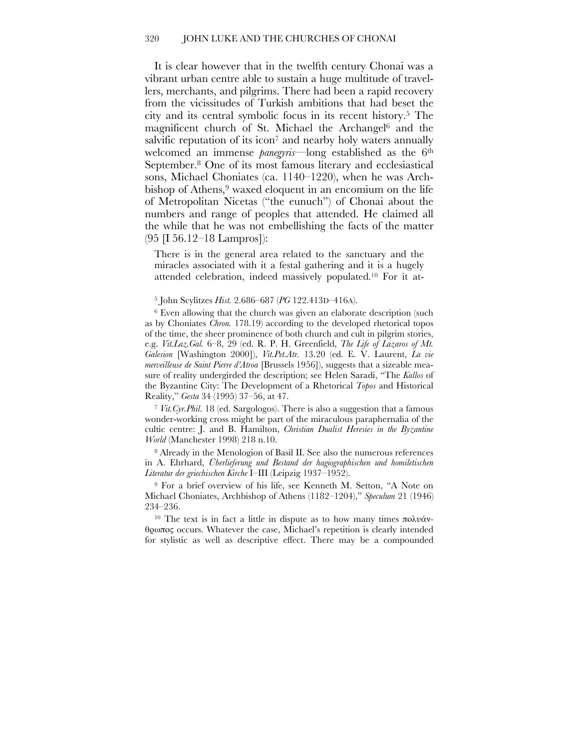It is clear however that in the twelfth century Chonai was a vibrant urban centre able to sustain a huge multitude of travellers, merchants, and pilgrims. There had been a rapid recovery from the vicissitudes of Turkish ambitions that had beset the city and its central symbolic focus in its recent history.[5] The magnificent church of St. Michael the Archangel[6] and the salvific reputation of its icon[7] and nearby holy waters annually welcomed an immense *panegyris*—long established as the 6th September.[8] One of its most famous literary and ecclesiastical sons, Michael Choniates (ca. 1140–1220), when he was Archbishop of Athens,[9] waxed eloquent in an encomium on the life of Metropolitan Nicetas ("the eunuch") of Chonai about the numbers and range of peoples that attended. He claimed all the while that he was not embellishing the facts of the matter (95 [I 56.12–18 Lampros]):

> There is in the general area related to the sanctuary and the miracles associated with it a festal gathering and it is a hugely attended celebration, indeed massively populated.[10] For it at-

[5] John Scylitzes *Hist.* 2.686–687 (*PG* 122.413D–416A).

[6] Even allowing that the church was given an elaborate description (such as by Choniates *Chron.* 178.19) according to the developed rhetorical topos of the time, the sheer prominence of both church and cult in pilgrim stories, e.g. *Vit.Laz.Gal.* 6–8, 29 (ed. R. P. H. Greenfield, *The Life of Lazaros of Mt. Galesion* [Washington 2000]), *Vit.Pet.Atr.* 13.20 (ed. E. V. Laurent, *La vie merveilleuse de Saint Pierre d'Atroa* [Brussels 1956]), suggests that a sizeable measure of reality undergirded the description; see Helen Saradi, "The *Kallos* of the Byzantine City: The Development of a Rhetorical *Topos* and Historical Reality," *Gesta* 34 (1995) 37–56, at 47.

[7] *Vit.Cyr.Phil.* 18 (ed. Sargologos). There is also a suggestion that a famous wonder-working cross might be part of the miraculous paraphernalia of the cultic centre: J. and B. Hamilton, *Christian Dualist Heresies in the Byzantine World* (Manchester 1998) 218 n.10.

[8] Already in the Menologion of Basil II. See also the numerous references in A. Ehrhard, *Überlieferung und Bestand der hagiographischen und homiletischen Literatur der griechischen Kirche* I–III (Leipzig 1937–1952).

[9] For a brief overview of his life, see Kenneth M. Setton, "A Note on Michael Choniates, Archbishop of Athens (1182–1204)," *Speculum* 21 (1946) 234–236.

[10] The text is in fact a little in dispute as to how many times πολυάνθρωπος occurs. Whatever the case, Michael's repetition is clearly intended for stylistic as well as descriptive effect. There may be a compounded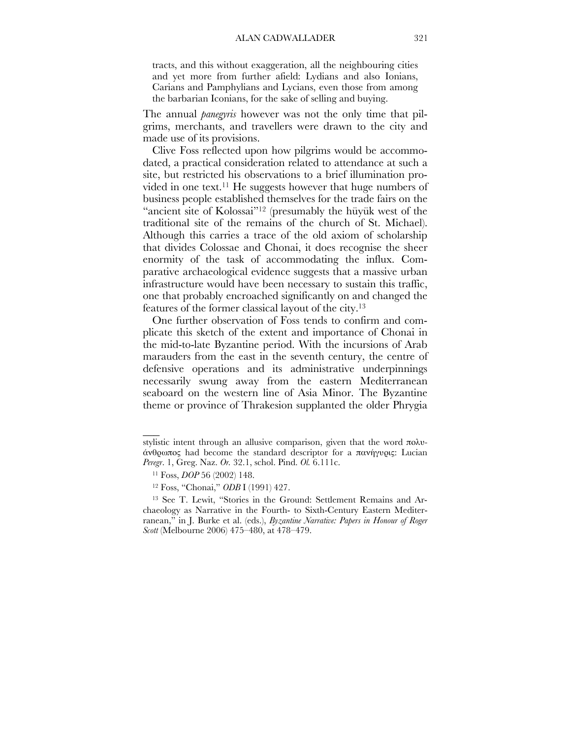> tracts, and this without exaggeration, all the neighbouring cities and yet more from further afield: Lydians and also Ionians, Carians and Pamphylians and Lycians, even those from among the barbarian Iconians, for the sake of selling and buying.

The annual *panegyris* however was not the only time that pilgrims, merchants, and travellers were drawn to the city and made use of its provisions.

Clive Foss reflected upon how pilgrims would be accommodated, a practical consideration related to attendance at such a site, but restricted his observations to a brief illumination provided in one text.[11] He suggests however that huge numbers of business people established themselves for the trade fairs on the "ancient site of Kolossai"[12] (presumably the hüyük west of the traditional site of the remains of the church of St. Michael). Although this carries a trace of the old axiom of scholarship that divides Colossae and Chonai, it does recognise the sheer enormity of the task of accommodating the influx. Comparative archaeological evidence suggests that a massive urban infrastructure would have been necessary to sustain this traffic, one that probably encroached significantly on and changed the features of the former classical layout of the city.[13]

One further observation of Foss tends to confirm and complicate this sketch of the extent and importance of Chonai in the mid-to-late Byzantine period. With the incursions of Arab marauders from the east in the seventh century, the centre of defensive operations and its administrative underpinnings necessarily swung away from the eastern Mediterranean seaboard on the western line of Asia Minor. The Byzantine theme or province of Thrakesion supplanted the older Phrygia

---

stylistic intent through an allusive comparison, given that the word πολυάνθρωπος had become the standard descriptor for a πανήγυρις: Lucian *Peregr*. 1, Greg. Naz. *Or.* 32.1, schol. Pind. *Ol.* 6.111c.

[11] Foss, *DOP* 56 (2002) 148.

[12] Foss, "Chonai," *ODB* I (1991) 427.

[13] See T. Lewit, "Stories in the Ground: Settlement Remains and Archaeology as Narrative in the Fourth- to Sixth-Century Eastern Mediterranean," in J. Burke et al. (eds.), *Byzantine Narrative: Papers in Honour of Roger Scott* (Melbourne 2006) 475–480, at 478–479.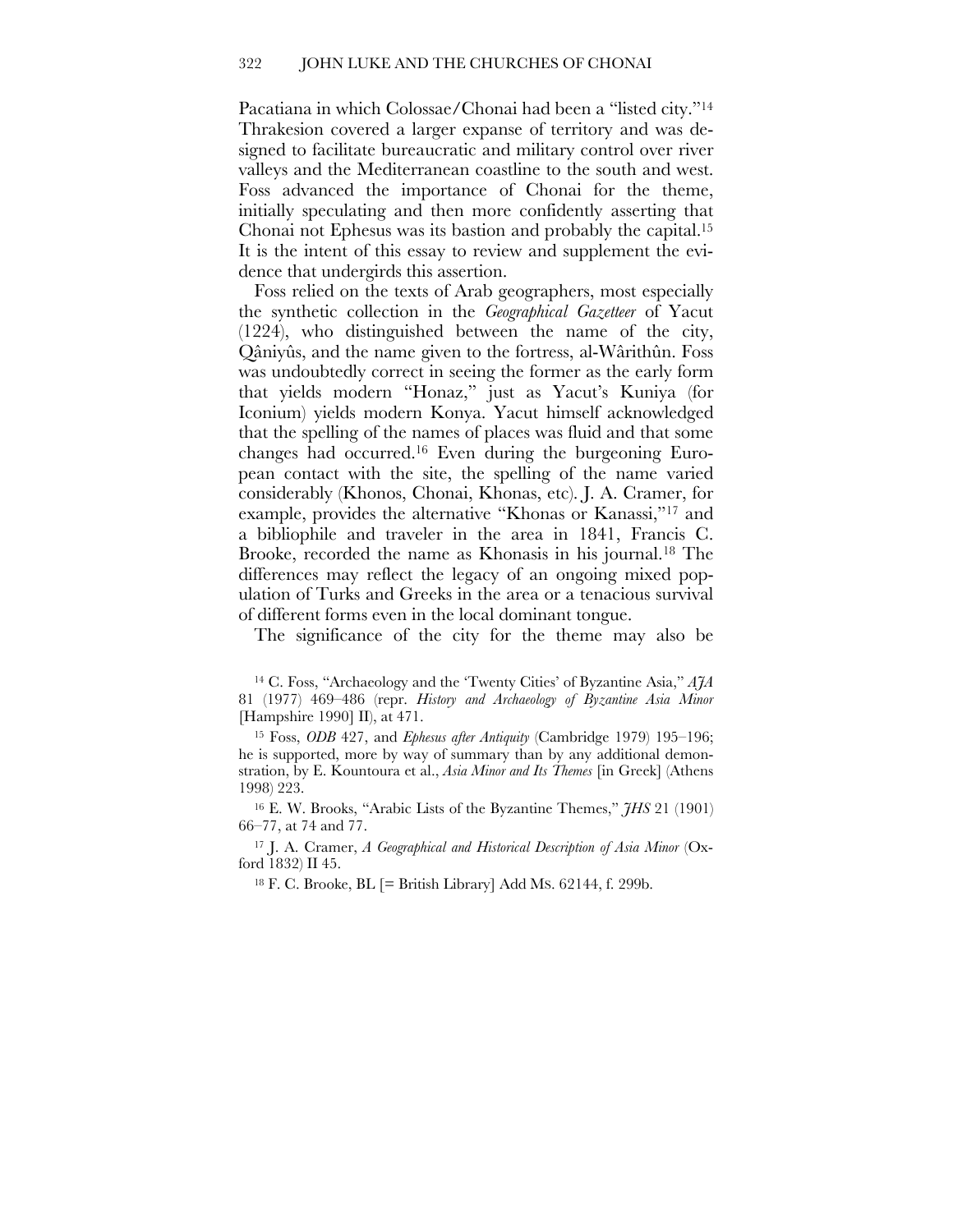Pacatiana in which Colossae/Chonai had been a "listed city."[14] Thrakesion covered a larger expanse of territory and was designed to facilitate bureaucratic and military control over river valleys and the Mediterranean coastline to the south and west. Foss advanced the importance of Chonai for the theme, initially speculating and then more confidently asserting that Chonai not Ephesus was its bastion and probably the capital.[15] It is the intent of this essay to review and supplement the evidence that undergirds this assertion.

Foss relied on the texts of Arab geographers, most especially the synthetic collection in the *Geographical Gazetteer* of Yacut (1224), who distinguished between the name of the city, Qâniyûs, and the name given to the fortress, al-Wârithûn. Foss was undoubtedly correct in seeing the former as the early form that yields modern "Honaz," just as Yacut's Kuniya (for Iconium) yields modern Konya. Yacut himself acknowledged that the spelling of the names of places was fluid and that some changes had occurred.[16] Even during the burgeoning European contact with the site, the spelling of the name varied considerably (Khonos, Chonai, Khonas, etc). J. A. Cramer, for example, provides the alternative "Khonas or Kanassi,"[17] and a bibliophile and traveler in the area in 1841, Francis C. Brooke, recorded the name as Khonasis in his journal.[18] The differences may reflect the legacy of an ongoing mixed population of Turks and Greeks in the area or a tenacious survival of different forms even in the local dominant tongue.

The significance of the city for the theme may also be

[14] C. Foss, "Archaeology and the 'Twenty Cities' of Byzantine Asia," *AJA* 81 (1977) 469–486 (repr. *History and Archaeology of Byzantine Asia Minor* [Hampshire 1990] II), at 471.

[15] Foss, *ODB* 427, and *Ephesus after Antiquity* (Cambridge 1979) 195–196; he is supported, more by way of summary than by any additional demonstration, by E. Kountoura et al., *Asia Minor and Its Themes* [in Greek] (Athens 1998) 223.

[16] E. W. Brooks, "Arabic Lists of the Byzantine Themes," *JHS* 21 (1901) 66–77, at 74 and 77.

[17] J. A. Cramer, *A Geographical and Historical Description of Asia Minor* (Oxford 1832) II 45.

[18] F. C. Brooke, BL [= British Library] Add MS. 62144, f. 299b.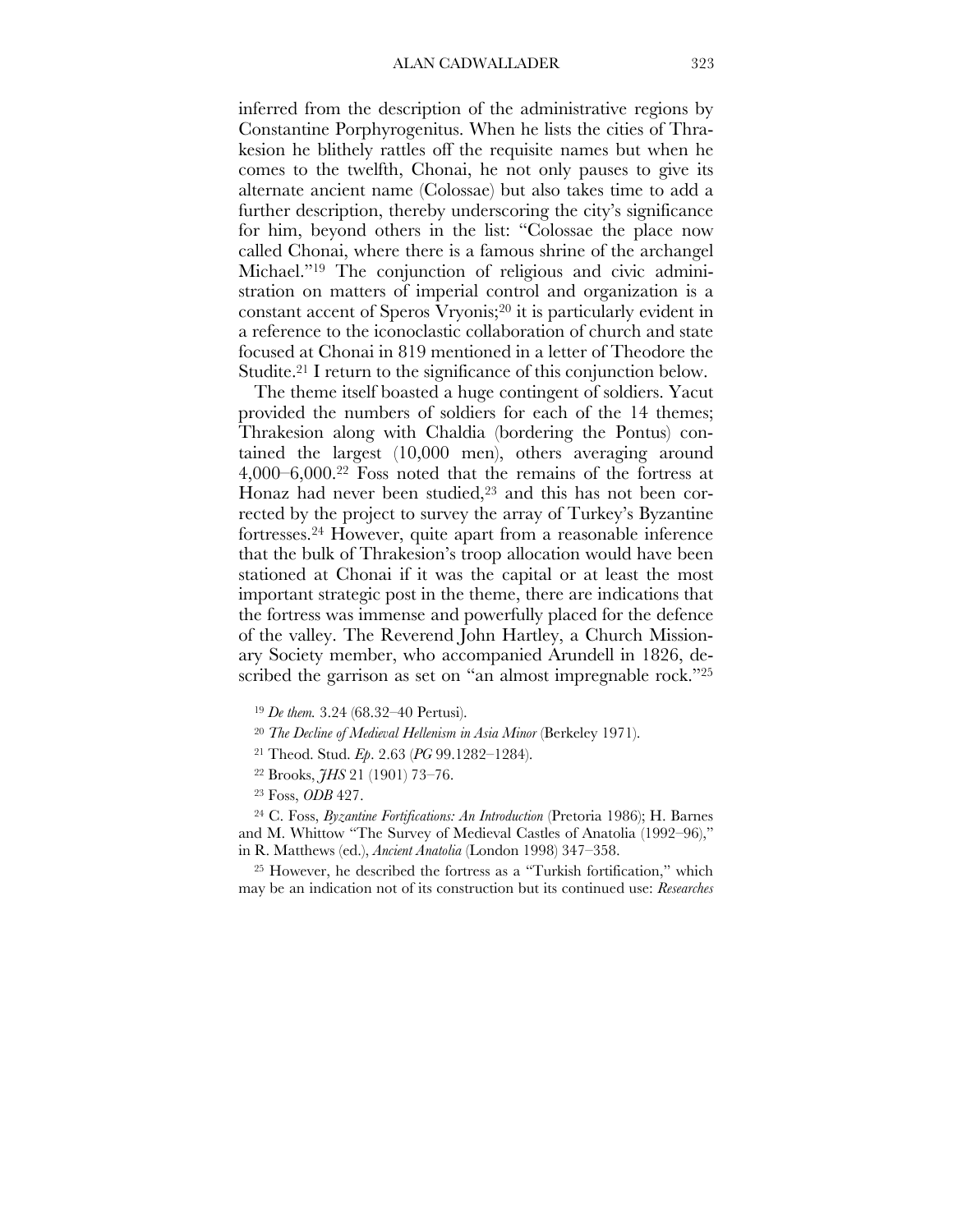inferred from the description of the administrative regions by Constantine Porphyrogenitus. When he lists the cities of Thrakesion he blithely rattles off the requisite names but when he comes to the twelfth, Chonai, he not only pauses to give its alternate ancient name (Colossae) but also takes time to add a further description, thereby underscoring the city's significance for him, beyond others in the list: "Colossae the place now called Chonai, where there is a famous shrine of the archangel Michael."[19] The conjunction of religious and civic administration on matters of imperial control and organization is a constant accent of Speros Vryonis;[20] it is particularly evident in a reference to the iconoclastic collaboration of church and state focused at Chonai in 819 mentioned in a letter of Theodore the Studite.[21] I return to the significance of this conjunction below.

The theme itself boasted a huge contingent of soldiers. Yacut provided the numbers of soldiers for each of the 14 themes; Thrakesion along with Chaldia (bordering the Pontus) contained the largest (10,000 men), others averaging around 4,000–6,000.[22] Foss noted that the remains of the fortress at Honaz had never been studied,[23] and this has not been corrected by the project to survey the array of Turkey's Byzantine fortresses.[24] However, quite apart from a reasonable inference that the bulk of Thrakesion's troop allocation would have been stationed at Chonai if it was the capital or at least the most important strategic post in the theme, there are indications that the fortress was immense and powerfully placed for the defence of the valley. The Reverend John Hartley, a Church Missionary Society member, who accompanied Arundell in 1826, described the garrison as set on "an almost impregnable rock."[25]

[19] *De them.* 3.24 (68.32–40 Pertusi).

[20] *The Decline of Medieval Hellenism in Asia Minor* (Berkeley 1971).

[21] Theod. Stud. *Ep.* 2.63 (*PG* 99.1282–1284).

[22] Brooks, *JHS* 21 (1901) 73–76.

[23] Foss, *ODB* 427.

[24] C. Foss, *Byzantine Fortifications: An Introduction* (Pretoria 1986); H. Barnes and M. Whittow "The Survey of Medieval Castles of Anatolia (1992–96)," in R. Matthews (ed.), *Ancient Anatolia* (London 1998) 347–358.

[25] However, he described the fortress as a "Turkish fortification," which may be an indication not of its construction but its continued use: *Researches*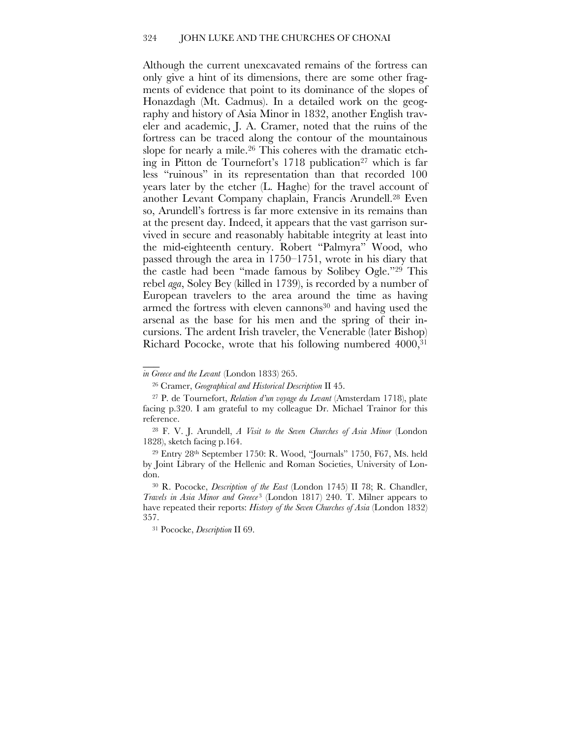Although the current unexcavated remains of the fortress can only give a hint of its dimensions, there are some other fragments of evidence that point to its dominance of the slopes of Honazdagh (Mt. Cadmus). In a detailed work on the geography and history of Asia Minor in 1832, another English traveler and academic, J. A. Cramer, noted that the ruins of the fortress can be traced along the contour of the mountainous slope for nearly a mile.[26] This coheres with the dramatic etching in Pitton de Tournefort's 1718 publication[27] which is far less "ruinous" in its representation than that recorded 100 years later by the etcher (L. Haghe) for the travel account of another Levant Company chaplain, Francis Arundell.[28] Even so, Arundell's fortress is far more extensive in its remains than at the present day. Indeed, it appears that the vast garrison survived in secure and reasonably habitable integrity at least into the mid-eighteenth century. Robert "Palmyra" Wood, who passed through the area in 1750–1751, wrote in his diary that the castle had been "made famous by Solibey Ogle."[29] This rebel *aga*, Soley Bey (killed in 1739), is recorded by a number of European travelers to the area around the time as having armed the fortress with eleven cannons[30] and having used the arsenal as the base for his men and the spring of their incursions. The ardent Irish traveler, the Venerable (later Bishop) Richard Pococke, wrote that his following numbered 4000,[31]

---

*in Greece and the Levant* (London 1833) 265.

[26] Cramer, *Geographical and Historical Description* II 45.

[27] P. de Tournefort, *Relation d'un voyage du Levant* (Amsterdam 1718), plate facing p.320. I am grateful to my colleague Dr. Michael Trainor for this reference.

[28] F. V. J. Arundell, *A Visit to the Seven Churches of Asia Minor* (London 1828), sketch facing p.164.

[29] Entry 28th September 1750: R. Wood, "Journals" 1750, F67, MS. held by Joint Library of the Hellenic and Roman Societies, University of London.

[30] R. Pococke, *Description of the East* (London 1745) II 78; R. Chandler, *Travels in Asia Minor and Greece*[3] (London 1817) 240. T. Milner appears to have repeated their reports: *History of the Seven Churches of Asia* (London 1832) 357.

[31] Pococke, *Description* II 69.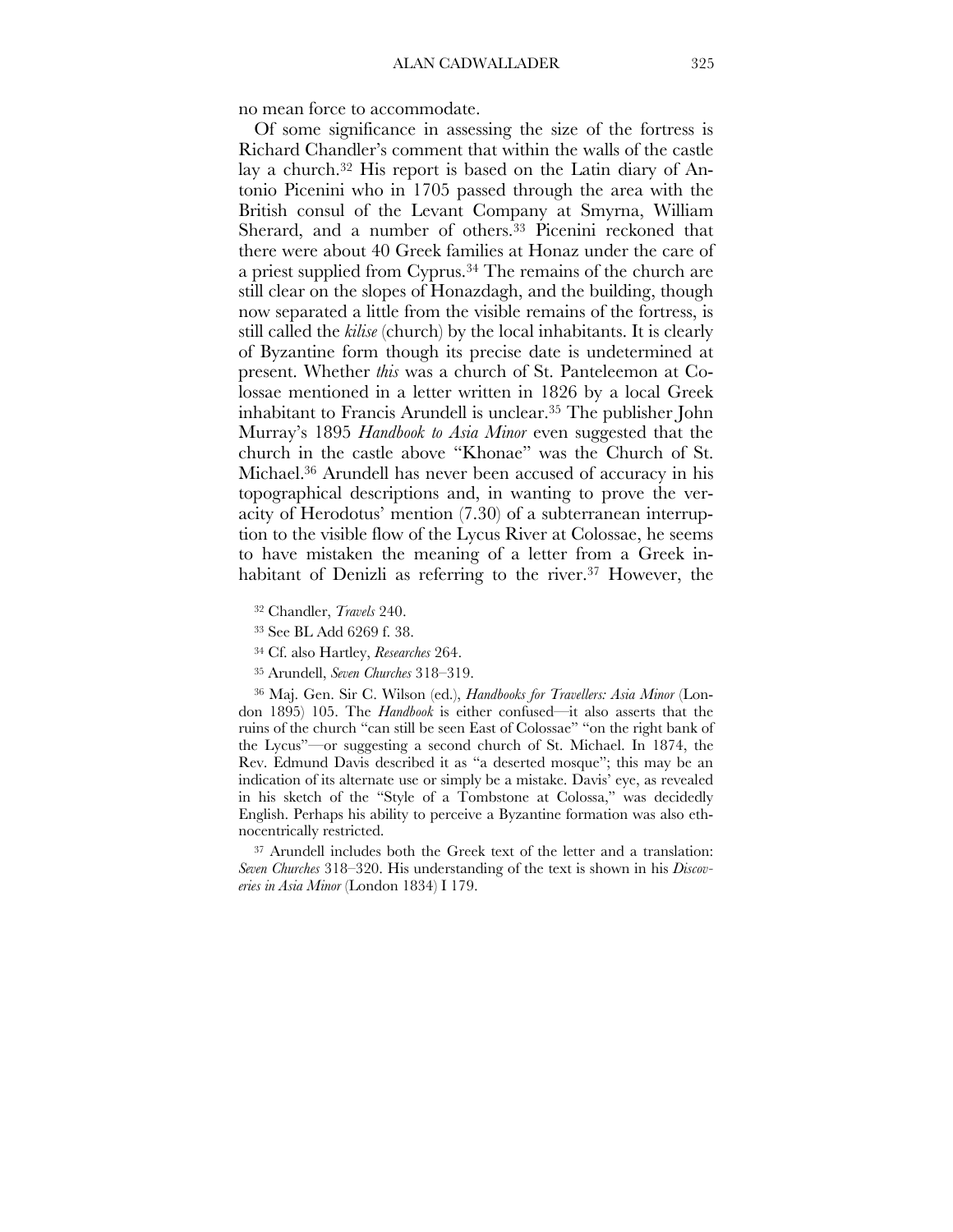no mean force to accommodate.

Of some significance in assessing the size of the fortress is Richard Chandler's comment that within the walls of the castle lay a church.[32] His report is based on the Latin diary of Antonio Picenini who in 1705 passed through the area with the British consul of the Levant Company at Smyrna, William Sherard, and a number of others.[33] Picenini reckoned that there were about 40 Greek families at Honaz under the care of a priest supplied from Cyprus.[34] The remains of the church are still clear on the slopes of Honazdagh, and the building, though now separated a little from the visible remains of the fortress, is still called the *kilise* (church) by the local inhabitants. It is clearly of Byzantine form though its precise date is undetermined at present. Whether *this* was a church of St. Panteleemon at Colossae mentioned in a letter written in 1826 by a local Greek inhabitant to Francis Arundell is unclear.[35] The publisher John Murray's 1895 *Handbook to Asia Minor* even suggested that the church in the castle above "Khonae" was the Church of St. Michael.[36] Arundell has never been accused of accuracy in his topographical descriptions and, in wanting to prove the veracity of Herodotus' mention (7.30) of a subterranean interruption to the visible flow of the Lycus River at Colossae, he seems to have mistaken the meaning of a letter from a Greek inhabitant of Denizli as referring to the river.[37] However, the

[32] Chandler, *Travels* 240.

[33] See BL Add 6269 f. 38.

[34] Cf. also Hartley, *Researches* 264.

[35] Arundell, *Seven Churches* 318–319.

[36] Maj. Gen. Sir C. Wilson (ed.), *Handbooks for Travellers: Asia Minor* (London 1895) 105. The *Handbook* is either confused—it also asserts that the ruins of the church "can still be seen East of Colossae" "on the right bank of the Lycus"—or suggesting a second church of St. Michael. In 1874, the Rev. Edmund Davis described it as "a deserted mosque"; this may be an indication of its alternate use or simply be a mistake. Davis' eye, as revealed in his sketch of the "Style of a Tombstone at Colossa," was decidedly English. Perhaps his ability to perceive a Byzantine formation was also ethnocentrically restricted.

[37] Arundell includes both the Greek text of the letter and a translation: *Seven Churches* 318–320. His understanding of the text is shown in his *Discoveries in Asia Minor* (London 1834) I 179.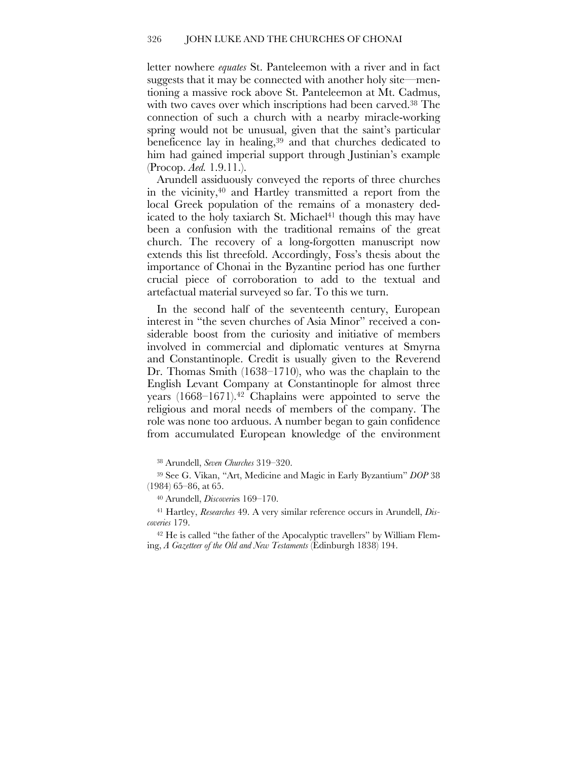letter nowhere *equates* St. Panteleemon with a river and in fact suggests that it may be connected with another holy site—mentioning a massive rock above St. Panteleemon at Mt. Cadmus, with two caves over which inscriptions had been carved.[38] The connection of such a church with a nearby miracle-working spring would not be unusual, given that the saint's particular beneficence lay in healing,[39] and that churches dedicated to him had gained imperial support through Justinian's example (Procop. *Aed.* 1.9.11.).

Arundell assiduously conveyed the reports of three churches in the vicinity,[40] and Hartley transmitted a report from the local Greek population of the remains of a monastery dedicated to the holy taxiarch St. Michael[41] though this may have been a confusion with the traditional remains of the great church. The recovery of a long-forgotten manuscript now extends this list threefold. Accordingly, Foss's thesis about the importance of Chonai in the Byzantine period has one further crucial piece of corroboration to add to the textual and artefactual material surveyed so far. To this we turn.

In the second half of the seventeenth century, European interest in "the seven churches of Asia Minor" received a considerable boost from the curiosity and initiative of members involved in commercial and diplomatic ventures at Smyrna and Constantinople. Credit is usually given to the Reverend Dr. Thomas Smith (1638–1710), who was the chaplain to the English Levant Company at Constantinople for almost three years (1668–1671).[42] Chaplains were appointed to serve the religious and moral needs of members of the company. The role was none too arduous. A number began to gain confidence from accumulated European knowledge of the environment

[38] Arundell, *Seven Churches* 319–320.

[39] See G. Vikan, "Art, Medicine and Magic in Early Byzantium" *DOP* 38 (1984) 65–86, at 65.

[40] Arundell, *Discoveries* 169–170.

[41] Hartley, *Researches* 49. A very similar reference occurs in Arundell, *Discoveries* 179.

[42] He is called "the father of the Apocalyptic travellers" by William Fleming, *A Gazetteer of the Old and New Testaments* (Edinburgh 1838) 194.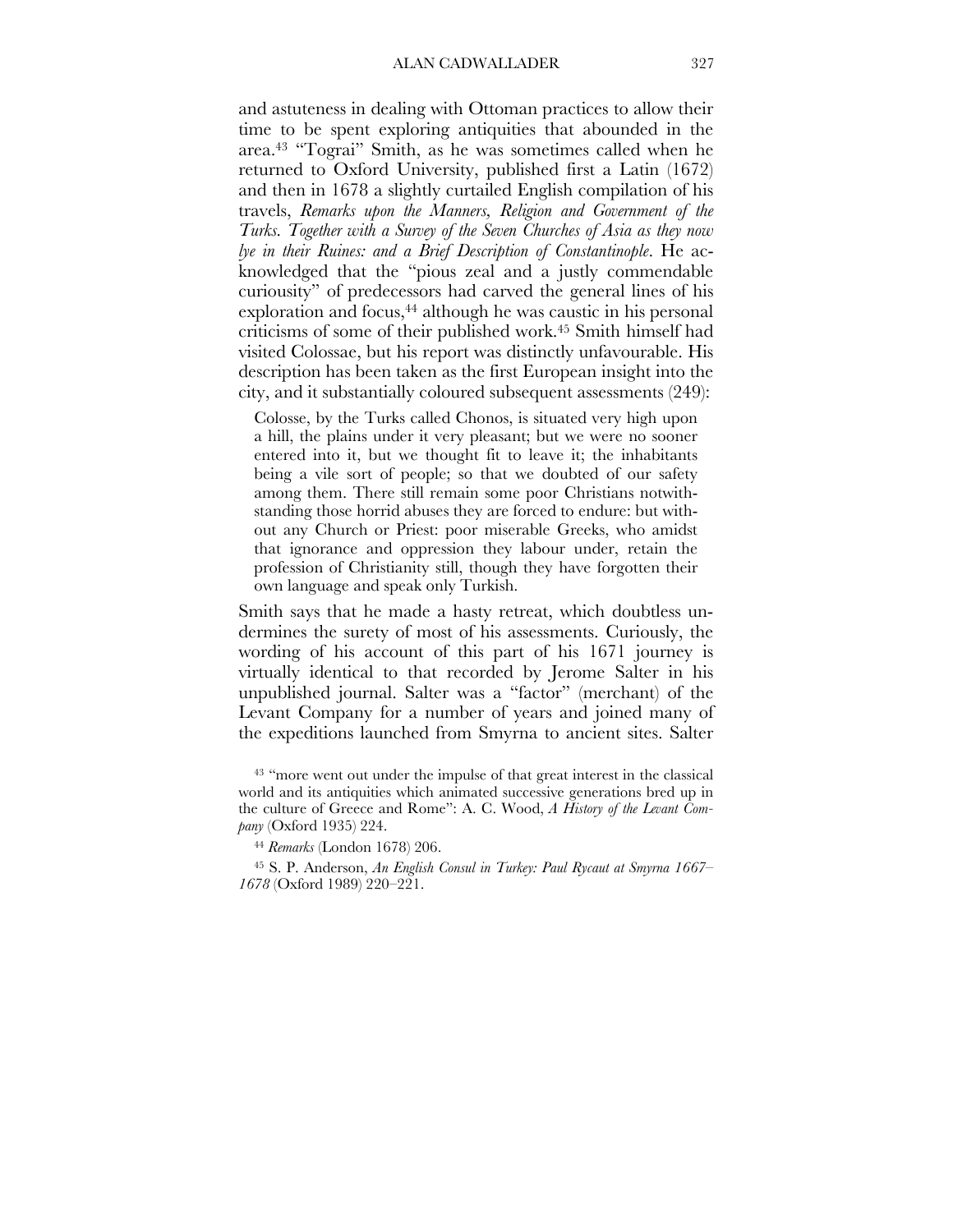and astuteness in dealing with Ottoman practices to allow their time to be spent exploring antiquities that abounded in the area.[43] "Tograi" Smith, as he was sometimes called when he returned to Oxford University, published first a Latin (1672) and then in 1678 a slightly curtailed English compilation of his travels, *Remarks upon the Manners, Religion and Government of the Turks. Together with a Survey of the Seven Churches of Asia as they now lye in their Ruines: and a Brief Description of Constantinople*. He acknowledged that the "pious zeal and a justly commendable curiousity" of predecessors had carved the general lines of his exploration and focus,[44] although he was caustic in his personal criticisms of some of their published work.[45] Smith himself had visited Colossae, but his report was distinctly unfavourable. His description has been taken as the first European insight into the city, and it substantially coloured subsequent assessments (249):

> Colosse, by the Turks called Chonos, is situated very high upon a hill, the plains under it very pleasant; but we were no sooner entered into it, but we thought fit to leave it; the inhabitants being a vile sort of people; so that we doubted of our safety among them. There still remain some poor Christians notwithstanding those horrid abuses they are forced to endure: but without any Church or Priest: poor miserable Greeks, who amidst that ignorance and oppression they labour under, retain the profession of Christianity still, though they have forgotten their own language and speak only Turkish.

Smith says that he made a hasty retreat, which doubtless undermines the surety of most of his assessments. Curiously, the wording of his account of this part of his 1671 journey is virtually identical to that recorded by Jerome Salter in his unpublished journal. Salter was a "factor" (merchant) of the Levant Company for a number of years and joined many of the expeditions launched from Smyrna to ancient sites. Salter

[43] "more went out under the impulse of that great interest in the classical world and its antiquities which animated successive generations bred up in the culture of Greece and Rome": A. C. Wood, *A History of the Levant Company* (Oxford 1935) 224.

[44] *Remarks* (London 1678) 206.

[45] S. P. Anderson, *An English Consul in Turkey: Paul Rycaut at Smyrna 1667–1678* (Oxford 1989) 220–221.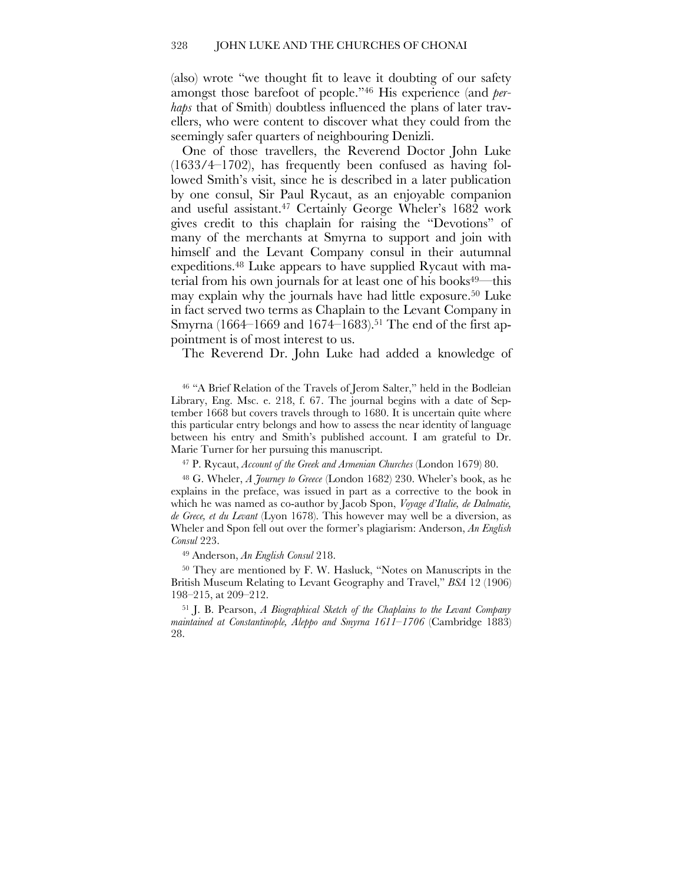(also) wrote "we thought fit to leave it doubting of our safety amongst those barefoot of people."[46] His experience (and *perhaps* that of Smith) doubtless influenced the plans of later travellers, who were content to discover what they could from the seemingly safer quarters of neighbouring Denizli.

One of those travellers, the Reverend Doctor John Luke (1633/4–1702), has frequently been confused as having followed Smith's visit, since he is described in a later publication by one consul, Sir Paul Rycaut, as an enjoyable companion and useful assistant.[47] Certainly George Wheler's 1682 work gives credit to this chaplain for raising the "Devotions" of many of the merchants at Smyrna to support and join with himself and the Levant Company consul in their autumnal expeditions.[48] Luke appears to have supplied Rycaut with material from his own journals for at least one of his books[49]—this may explain why the journals have had little exposure.[50] Luke in fact served two terms as Chaplain to the Levant Company in Smyrna (1664–1669 and 1674–1683).[51] The end of the first appointment is of most interest to us.

The Reverend Dr. John Luke had added a knowledge of

---

[46] "A Brief Relation of the Travels of Jerom Salter," held in the Bodleian Library, Eng. Msc. e. 218, f. 67. The journal begins with a date of September 1668 but covers travels through to 1680. It is uncertain quite where this particular entry belongs and how to assess the near identity of language between his entry and Smith's published account. I am grateful to Dr. Marie Turner for her pursuing this manuscript.

[47] P. Rycaut, *Account of the Greek and Armenian Churches* (London 1679) 80.

[48] G. Wheler, *A Journey to Greece* (London 1682) 230. Wheler's book, as he explains in the preface, was issued in part as a corrective to the book in which he was named as co-author by Jacob Spon, *Voyage d'Italie, de Dalmatie, de Grece, et du Levant* (Lyon 1678). This however may well be a diversion, as Wheler and Spon fell out over the former's plagiarism: Anderson, *An English Consul* 223.

[49] Anderson, *An English Consul* 218.

[50] They are mentioned by F. W. Hasluck, "Notes on Manuscripts in the British Museum Relating to Levant Geography and Travel," *BSA* 12 (1906) 198–215, at 209–212.

[51] J. B. Pearson, *A Biographical Sketch of the Chaplains to the Levant Company maintained at Constantinople, Aleppo and Smyrna 1611–1706* (Cambridge 1883) 28.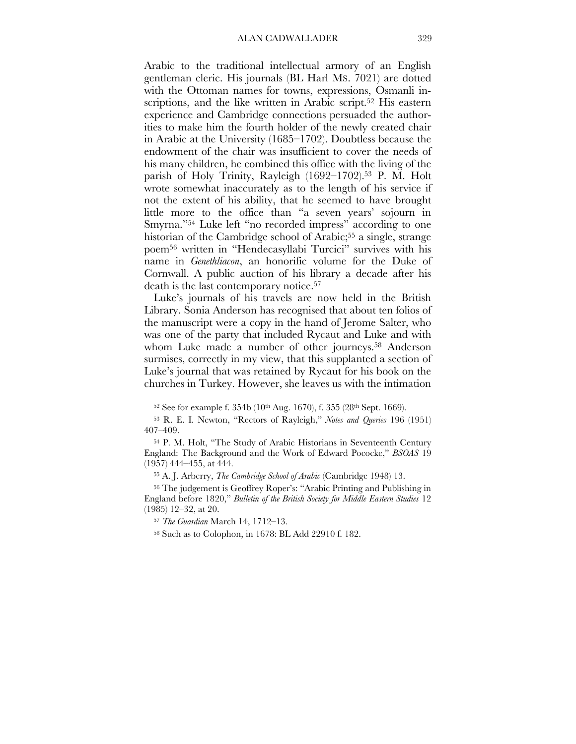Arabic to the traditional intellectual armory of an English gentleman cleric. His journals (BL Harl MS. 7021) are dotted with the Ottoman names for towns, expressions, Osmanli inscriptions, and the like written in Arabic script.[52] His eastern experience and Cambridge connections persuaded the authorities to make him the fourth holder of the newly created chair in Arabic at the University (1685–1702). Doubtless because the endowment of the chair was insufficient to cover the needs of his many children, he combined this office with the living of the parish of Holy Trinity, Rayleigh (1692–1702).[53] P. M. Holt wrote somewhat inaccurately as to the length of his service if not the extent of his ability, that he seemed to have brought little more to the office than "a seven years' sojourn in Smyrna."[54] Luke left "no recorded impress" according to one historian of the Cambridge school of Arabic;[55] a single, strange poem[56] written in "Hendecasyllabi Turcici" survives with his name in *Genethliacon*, an honorific volume for the Duke of Cornwall. A public auction of his library a decade after his death is the last contemporary notice.[57]

Luke's journals of his travels are now held in the British Library. Sonia Anderson has recognised that about ten folios of the manuscript were a copy in the hand of Jerome Salter, who was one of the party that included Rycaut and Luke and with whom Luke made a number of other journeys.[58] Anderson surmises, correctly in my view, that this supplanted a section of Luke's journal that was retained by Rycaut for his book on the churches in Turkey. However, she leaves us with the intimation

[52] See for example f. 354b (10th Aug. 1670), f. 355 (28th Sept. 1669).

[53] R. E. I. Newton, "Rectors of Rayleigh," *Notes and Queries* 196 (1951) 407–409.

[54] P. M. Holt, "The Study of Arabic Historians in Seventeenth Century England: The Background and the Work of Edward Pococke," *BSOAS* 19 (1957) 444–455, at 444.

[55] A. J. Arberry, *The Cambridge School of Arabic* (Cambridge 1948) 13.

[56] The judgement is Geoffrey Roper's: "Arabic Printing and Publishing in England before 1820," *Bulletin of the British Society for Middle Eastern Studies* 12 (1985) 12–32, at 20.

[57] *The Guardian* March 14, 1712–13.

[58] Such as to Colophon, in 1678: BL Add 22910 f. 182.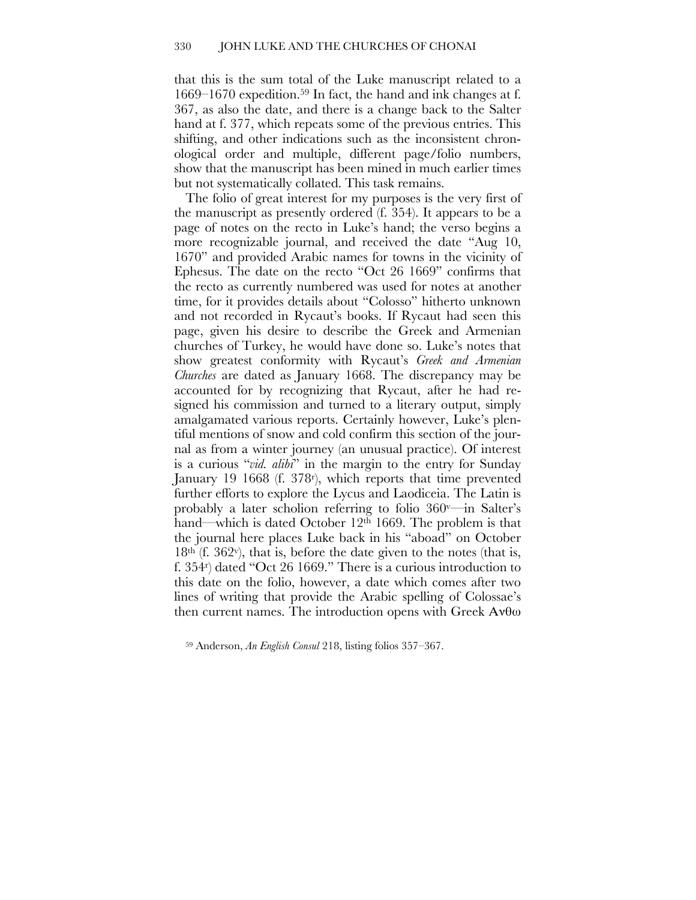that this is the sum total of the Luke manuscript related to a 1669–1670 expedition.[59] In fact, the hand and ink changes at f. 367, as also the date, and there is a change back to the Salter hand at f. 377, which repeats some of the previous entries. This shifting, and other indications such as the inconsistent chronological order and multiple, different page/folio numbers, show that the manuscript has been mined in much earlier times but not systematically collated. This task remains.

The folio of great interest for my purposes is the very first of the manuscript as presently ordered (f. 354). It appears to be a page of notes on the recto in Luke's hand; the verso begins a more recognizable journal, and received the date "Aug 10, 1670" and provided Arabic names for towns in the vicinity of Ephesus. The date on the recto "Oct 26 1669" confirms that the recto as currently numbered was used for notes at another time, for it provides details about "Colosso" hitherto unknown and not recorded in Rycaut's books. If Rycaut had seen this page, given his desire to describe the Greek and Armenian churches of Turkey, he would have done so. Luke's notes that show greatest conformity with Rycaut's *Greek and Armenian Churches* are dated as January 1668. The discrepancy may be accounted for by recognizing that Rycaut, after he had resigned his commission and turned to a literary output, simply amalgamated various reports. Certainly however, Luke's plentiful mentions of snow and cold confirm this section of the journal as from a winter journey (an unusual practice). Of interest is a curious "*vid. alibi*" in the margin to the entry for Sunday January 19 1668 (f. 378r), which reports that time prevented further efforts to explore the Lycus and Laodiceia. The Latin is probably a later scholion referring to folio 360v—in Salter's hand—which is dated October 12th 1669. The problem is that the journal here places Luke back in his "aboad" on October 18th (f. 362v), that is, before the date given to the notes (that is, f. 354r) dated "Oct 26 1669." There is a curious introduction to this date on the folio, however, a date which comes after two lines of writing that provide the Arabic spelling of Colossae's then current names. The introduction opens with Greek Ανθω

[59] Anderson, *An English Consul* 218, listing folios 357–367.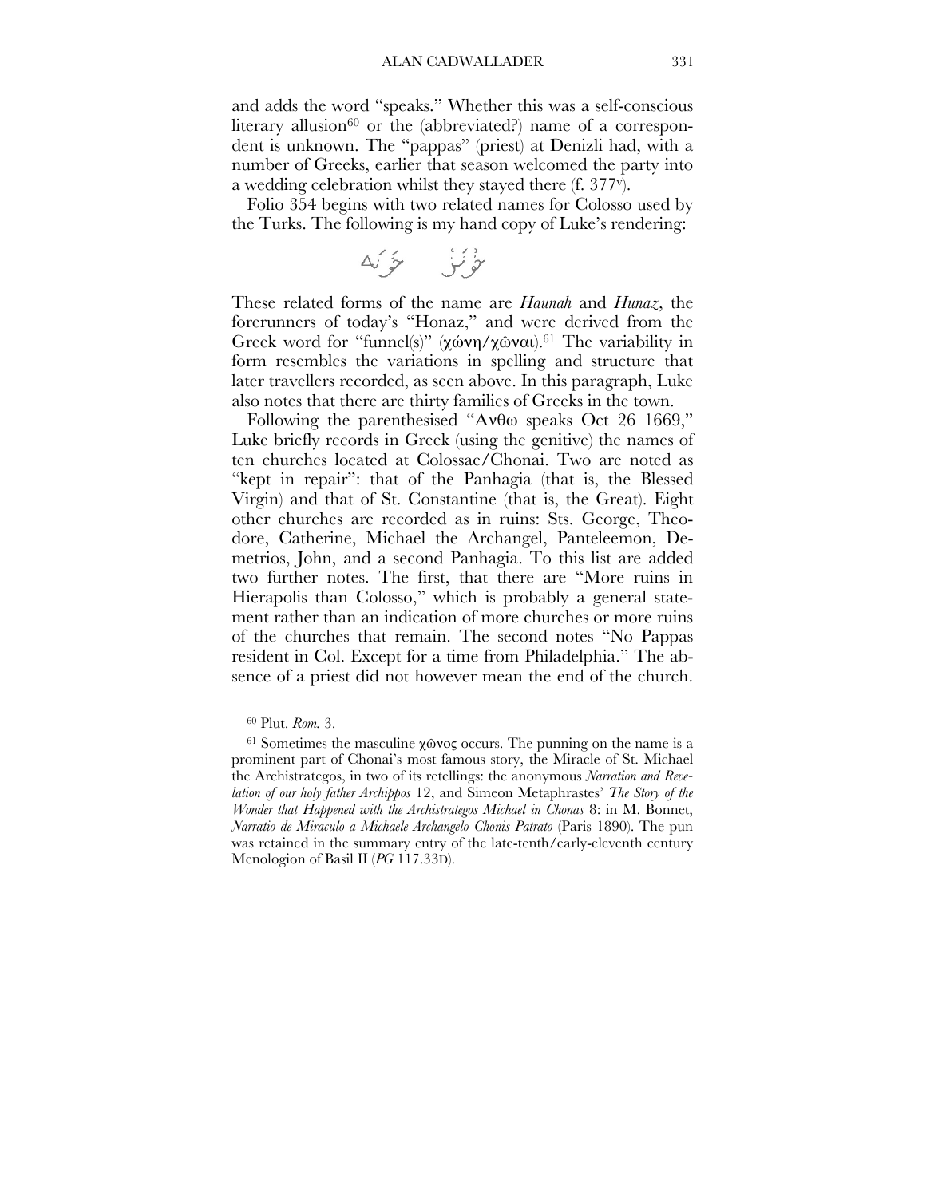and adds the word "speaks." Whether this was a self-conscious literary allusion[60] or the (abbreviated?) name of a correspondent is unknown. The "pappas" (priest) at Denizli had, with a number of Greeks, earlier that season welcomed the party into a wedding celebration whilst they stayed there (f. 377v).

Folio 354 begins with two related names for Colosso used by the Turks. The following is my hand copy of Luke's rendering:

خُونَز    خَوَنَه

These related forms of the name are *Haunah* and *Hunaz*, the forerunners of today's "Honaz," and were derived from the Greek word for "funnel(s)" (χώνη/χῶναι).[61] The variability in form resembles the variations in spelling and structure that later travellers recorded, as seen above. In this paragraph, Luke also notes that there are thirty families of Greeks in the town.

Following the parenthesised "Ανθω speaks Oct 26 1669," Luke briefly records in Greek (using the genitive) the names of ten churches located at Colossae/Chonai. Two are noted as "kept in repair": that of the Panhagia (that is, the Blessed Virgin) and that of St. Constantine (that is, the Great). Eight other churches are recorded as in ruins: Sts. George, Theodore, Catherine, Michael the Archangel, Panteleemon, Demetrios, John, and a second Panhagia. To this list are added two further notes. The first, that there are "More ruins in Hierapolis than Colosso," which is probably a general statement rather than an indication of more churches or more ruins of the churches that remain. The second notes "No Pappas resident in Col. Except for a time from Philadelphia." The absence of a priest did not however mean the end of the church.

[60] Plut. *Rom.* 3.

[61] Sometimes the masculine χῶνος occurs. The punning on the name is a prominent part of Chonai's most famous story, the Miracle of St. Michael the Archistrategos, in two of its retellings: the anonymous *Narration and Revelation of our holy father Archippos* 12, and Simeon Metaphrastes' *The Story of the Wonder that Happened with the Archistrategos Michael in Chonas* 8: in M. Bonnet, *Narratio de Miraculo a Michaele Archangelo Chonis Patrato* (Paris 1890). The pun was retained in the summary entry of the late-tenth/early-eleventh century Menologion of Basil II (*PG* 117.33D).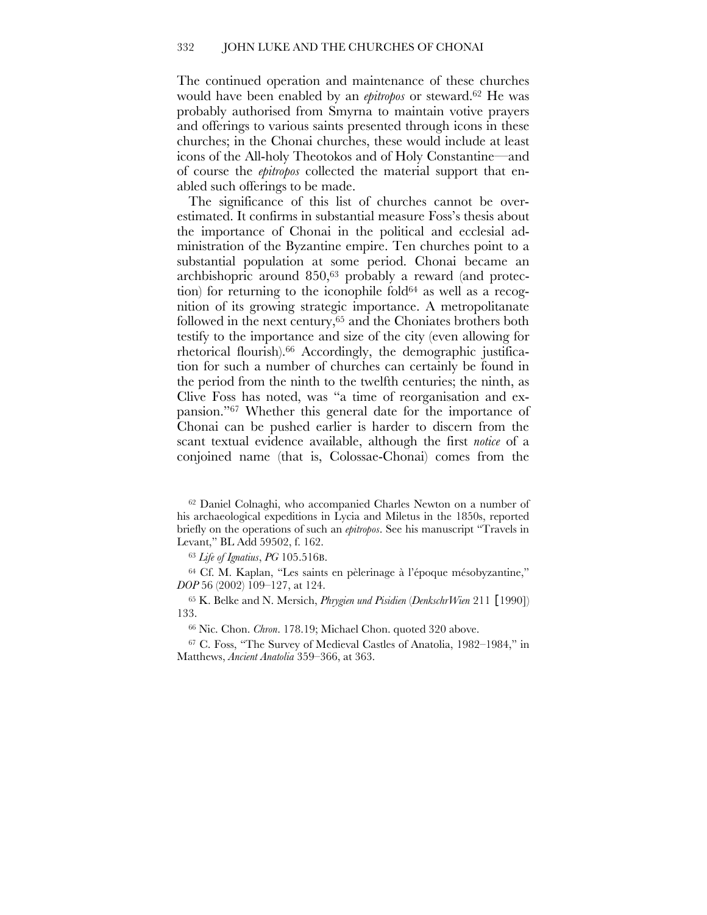The continued operation and maintenance of these churches would have been enabled by an *epitropos* or steward.[62] He was probably authorised from Smyrna to maintain votive prayers and offerings to various saints presented through icons in these churches; in the Chonai churches, these would include at least icons of the All-holy Theotokos and of Holy Constantine—and of course the *epitropos* collected the material support that enabled such offerings to be made.

The significance of this list of churches cannot be overestimated. It confirms in substantial measure Foss's thesis about the importance of Chonai in the political and ecclesial administration of the Byzantine empire. Ten churches point to a substantial population at some period. Chonai became an archbishopric around 850,[63] probably a reward (and protection) for returning to the iconophile fold[64] as well as a recognition of its growing strategic importance. A metropolitanate followed in the next century,[65] and the Choniates brothers both testify to the importance and size of the city (even allowing for rhetorical flourish).[66] Accordingly, the demographic justification for such a number of churches can certainly be found in the period from the ninth to the twelfth centuries; the ninth, as Clive Foss has noted, was "a time of reorganisation and expansion."[67] Whether this general date for the importance of Chonai can be pushed earlier is harder to discern from the scant textual evidence available, although the first *notice* of a conjoined name (that is, Colossae-Chonai) comes from the

---

[62] Daniel Colnaghi, who accompanied Charles Newton on a number of his archaeological expeditions in Lycia and Miletus in the 1850s, reported briefly on the operations of such an *epitropos*. See his manuscript "Travels in Levant," BL Add 59502, f. 162.

[63] *Life of Ignatius*, *PG* 105.516B.

[64] Cf. M. Kaplan, "Les saints en pèlerinage à l'époque mésobyzantine," *DOP* 56 (2002) 109–127, at 124.

[65] K. Belke and N. Mersich, *Phrygien und Pisidien* (*DenkschrWien* 211 [1990]) 133.

[66] Nic. Chon. *Chron*. 178.19; Michael Chon. quoted 320 above.

[67] C. Foss, "The Survey of Medieval Castles of Anatolia, 1982–1984," in Matthews, *Ancient Anatolia* 359–366, at 363.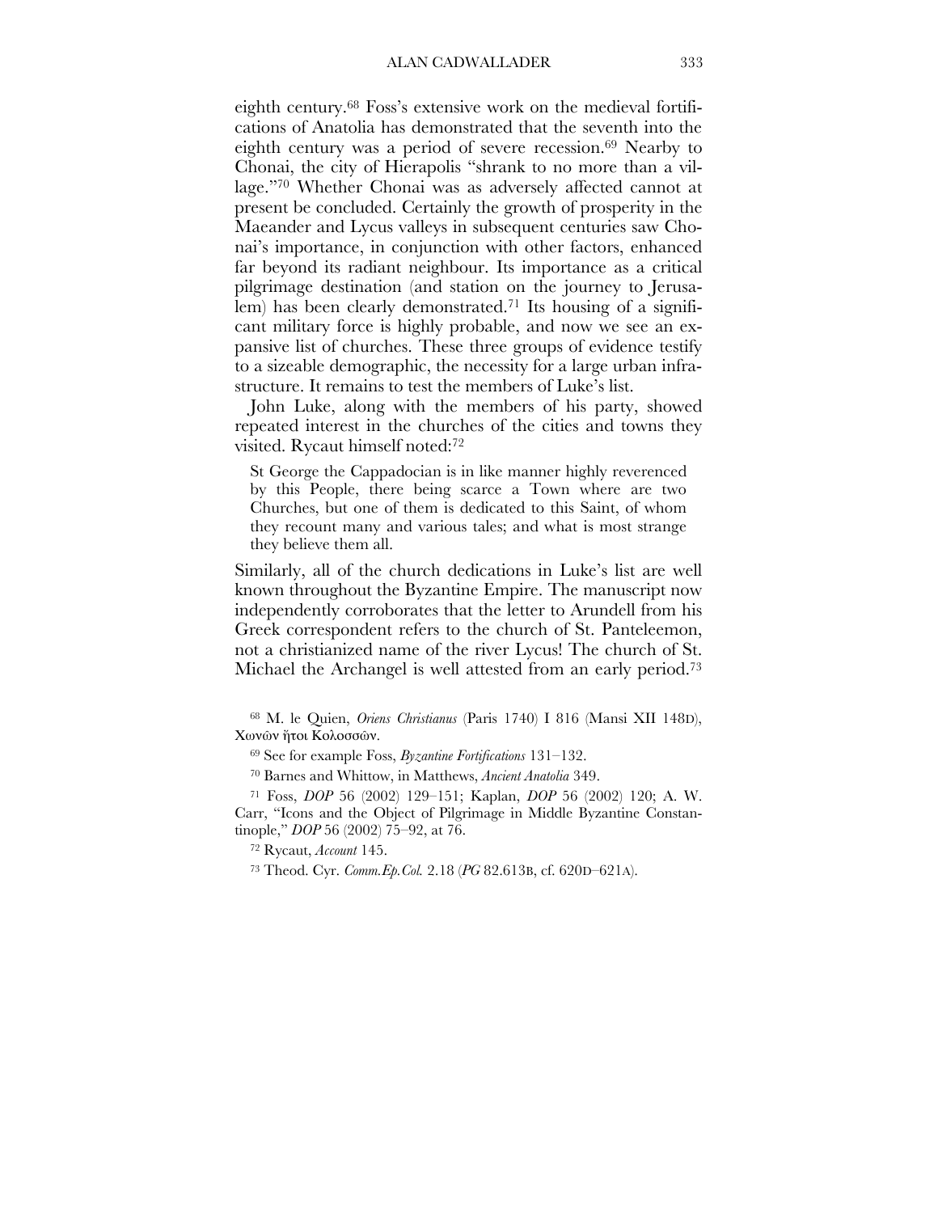eighth century.[68] Foss's extensive work on the medieval fortifications of Anatolia has demonstrated that the seventh into the eighth century was a period of severe recession.[69] Nearby to Chonai, the city of Hierapolis "shrank to no more than a village."[70] Whether Chonai was as adversely affected cannot at present be concluded. Certainly the growth of prosperity in the Maeander and Lycus valleys in subsequent centuries saw Chonai's importance, in conjunction with other factors, enhanced far beyond its radiant neighbour. Its importance as a critical pilgrimage destination (and station on the journey to Jerusalem) has been clearly demonstrated.[71] Its housing of a significant military force is highly probable, and now we see an expansive list of churches. These three groups of evidence testify to a sizeable demographic, the necessity for a large urban infrastructure. It remains to test the members of Luke's list.

John Luke, along with the members of his party, showed repeated interest in the churches of the cities and towns they visited. Rycaut himself noted:[72]

> St George the Cappadocian is in like manner highly reverenced by this People, there being scarce a Town where are two Churches, but one of them is dedicated to this Saint, of whom they recount many and various tales; and what is most strange they believe them all.

Similarly, all of the church dedications in Luke's list are well known throughout the Byzantine Empire. The manuscript now independently corroborates that the letter to Arundell from his Greek correspondent refers to the church of St. Panteleemon, not a christianized name of the river Lycus! The church of St. Michael the Archangel is well attested from an early period.[73]

[68] M. le Quien, *Oriens Christianus* (Paris 1740) I 816 (Mansi XII 148D), Χωνῶν ἤτοι Κολοσσῶν.

[69] See for example Foss, *Byzantine Fortifications* 131–132.

[70] Barnes and Whittow, in Matthews, *Ancient Anatolia* 349.

[71] Foss, *DOP* 56 (2002) 129–151; Kaplan, *DOP* 56 (2002) 120; A. W. Carr, "Icons and the Object of Pilgrimage in Middle Byzantine Constantinople," *DOP* 56 (2002) 75–92, at 76.

[72] Rycaut, *Account* 145.

[73] Theod. Cyr. *Comm.Ep.Col.* 2.18 (*PG* 82.613B, cf. 620D–621A).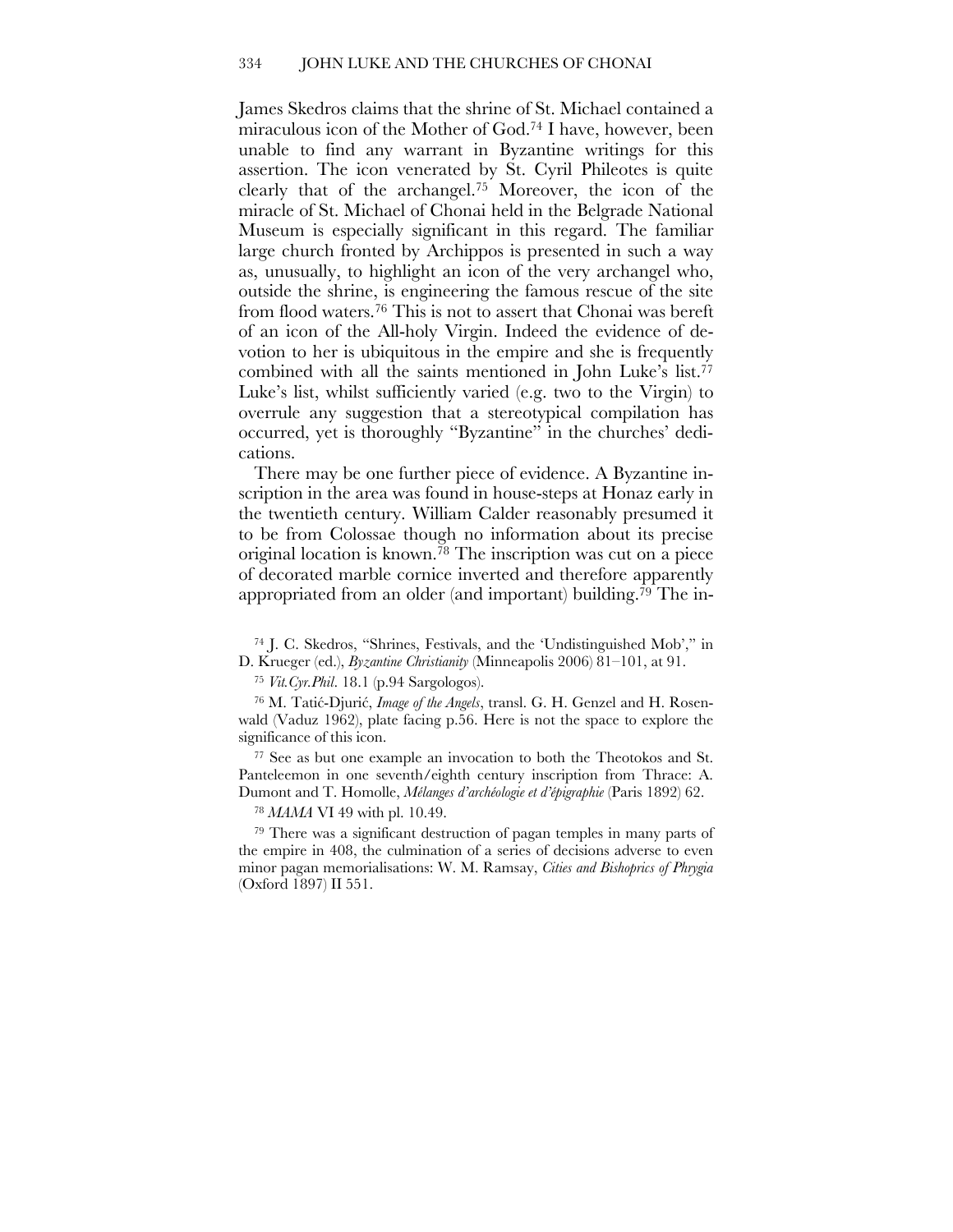James Skedros claims that the shrine of St. Michael contained a miraculous icon of the Mother of God.[74] I have, however, been unable to find any warrant in Byzantine writings for this assertion. The icon venerated by St. Cyril Phileotes is quite clearly that of the archangel.[75] Moreover, the icon of the miracle of St. Michael of Chonai held in the Belgrade National Museum is especially significant in this regard. The familiar large church fronted by Archippos is presented in such a way as, unusually, to highlight an icon of the very archangel who, outside the shrine, is engineering the famous rescue of the site from flood waters.[76] This is not to assert that Chonai was bereft of an icon of the All-holy Virgin. Indeed the evidence of devotion to her is ubiquitous in the empire and she is frequently combined with all the saints mentioned in John Luke's list.[77] Luke's list, whilst sufficiently varied (e.g. two to the Virgin) to overrule any suggestion that a stereotypical compilation has occurred, yet is thoroughly "Byzantine" in the churches' dedications.

There may be one further piece of evidence. A Byzantine inscription in the area was found in house-steps at Honaz early in the twentieth century. William Calder reasonably presumed it to be from Colossae though no information about its precise original location is known.[78] The inscription was cut on a piece of decorated marble cornice inverted and therefore apparently appropriated from an older (and important) building.[79] The in-

[74] J. C. Skedros, "Shrines, Festivals, and the 'Undistinguished Mob'," in D. Krueger (ed.), *Byzantine Christianity* (Minneapolis 2006) 81–101, at 91.

[75] *Vit.Cyr.Phil*. 18.1 (p.94 Sargologos).

[76] M. Tatić-Djurić, *Image of the Angels*, transl. G. H. Genzel and H. Rosenwald (Vaduz 1962), plate facing p.56. Here is not the space to explore the significance of this icon.

[77] See as but one example an invocation to both the Theotokos and St. Panteleemon in one seventh/eighth century inscription from Thrace: A. Dumont and T. Homolle, *Mélanges d'archéologie et d'épigraphie* (Paris 1892) 62.

[78] *MAMA* VI 49 with pl. 10.49.

[79] There was a significant destruction of pagan temples in many parts of the empire in 408, the culmination of a series of decisions adverse to even minor pagan memorialisations: W. M. Ramsay, *Cities and Bishoprics of Phrygia* (Oxford 1897) II 551.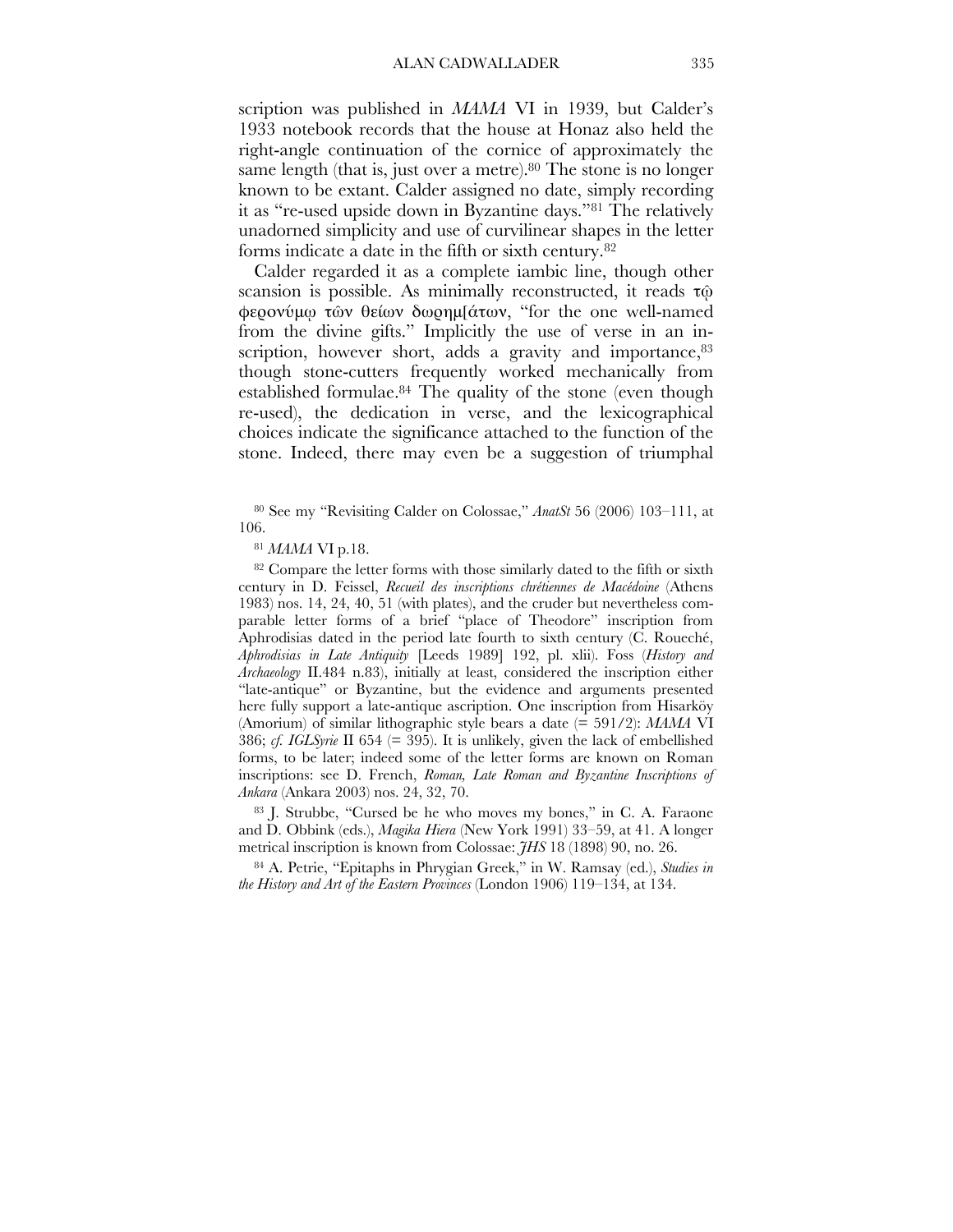scription was published in *MAMA* VI in 1939, but Calder's 1933 notebook records that the house at Honaz also held the right-angle continuation of the cornice of approximately the same length (that is, just over a metre).[80] The stone is no longer known to be extant. Calder assigned no date, simply recording it as "re-used upside down in Byzantine days."[81] The relatively unadorned simplicity and use of curvilinear shapes in the letter forms indicate a date in the fifth or sixth century.[82]

Calder regarded it as a complete iambic line, though other scansion is possible. As minimally reconstructed, it reads τῷ φερονύμῳ τῶν θείων δωρημ[άτων, "for the one well-named from the divine gifts." Implicitly the use of verse in an inscription, however short, adds a gravity and importance,[83] though stone-cutters frequently worked mechanically from established formulae.[84] The quality of the stone (even though re-used), the dedication in verse, and the lexicographical choices indicate the significance attached to the function of the stone. Indeed, there may even be a suggestion of triumphal

---

[80] See my "Revisiting Calder on Colossae," *AnatSt* 56 (2006) 103–111, at 106.

[81] *MAMA* VI p.18.

[82] Compare the letter forms with those similarly dated to the fifth or sixth century in D. Feissel, *Recueil des inscriptions chrétiennes de Macédoine* (Athens 1983) nos. 14, 24, 40, 51 (with plates), and the cruder but nevertheless comparable letter forms of a brief "place of Theodore" inscription from Aphrodisias dated in the period late fourth to sixth century (C. Roueché, *Aphrodisias in Late Antiquity* [Leeds 1989] 192, pl. xlii). Foss (*History and Archaeology* II.484 n.83), initially at least, considered the inscription either "late-antique" or Byzantine, but the evidence and arguments presented here fully support a late-antique ascription. One inscription from Hisarköy (Amorium) of similar lithographic style bears a date (= 591/2): *MAMA* VI 386; *cf. IGLSyrie* II 654 (= 395). It is unlikely, given the lack of embellished forms, to be later; indeed some of the letter forms are known on Roman inscriptions: see D. French, *Roman, Late Roman and Byzantine Inscriptions of Ankara* (Ankara 2003) nos. 24, 32, 70.

[83] J. Strubbe, "Cursed be he who moves my bones," in C. A. Faraone and D. Obbink (eds.), *Magika Hiera* (New York 1991) 33–59, at 41. A longer metrical inscription is known from Colossae: *JHS* 18 (1898) 90, no. 26.

[84] A. Petrie, "Epitaphs in Phrygian Greek," in W. Ramsay (ed.), *Studies in the History and Art of the Eastern Provinces* (London 1906) 119–134, at 134.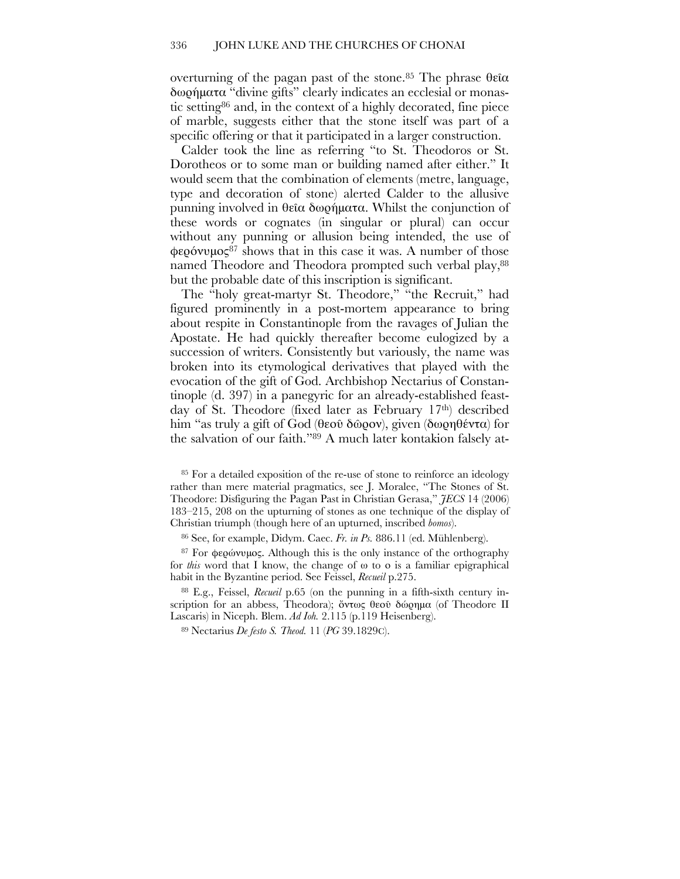overturning of the pagan past of the stone.[85] The phrase θεῖα δωρήματα "divine gifts" clearly indicates an ecclesial or monastic setting[86] and, in the context of a highly decorated, fine piece of marble, suggests either that the stone itself was part of a specific offering or that it participated in a larger construction.

Calder took the line as referring "to St. Theodoros or St. Dorotheos or to some man or building named after either." It would seem that the combination of elements (metre, language, type and decoration of stone) alerted Calder to the allusive punning involved in θεῖα δωρήματα. Whilst the conjunction of these words or cognates (in singular or plural) can occur without any punning or allusion being intended, the use of φερόνυμος[87] shows that in this case it was. A number of those named Theodore and Theodora prompted such verbal play,[88] but the probable date of this inscription is significant.

The "holy great-martyr St. Theodore," "the Recruit," had figured prominently in a post-mortem appearance to bring about respite in Constantinople from the ravages of Julian the Apostate. He had quickly thereafter become eulogized by a succession of writers. Consistently but variously, the name was broken into its etymological derivatives that played with the evocation of the gift of God. Archbishop Nectarius of Constantinople (d. 397) in a panegyric for an already-established feast-day of St. Theodore (fixed later as February 17th) described him "as truly a gift of God (θεοῦ δῶρον), given (δωρηθέντα) for the salvation of our faith."[89] A much later kontakion falsely at-

---

[85] For a detailed exposition of the re-use of stone to reinforce an ideology rather than mere material pragmatics, see J. Moralee, "The Stones of St. Theodore: Disfiguring the Pagan Past in Christian Gerasa," *JECS* 14 (2006) 183–215, 208 on the upturning of stones as one technique of the display of Christian triumph (though here of an upturned, inscribed *bomos*).

[86] See, for example, Didym. Caec. *Fr. in Ps.* 886.11 (ed. Mühlenberg).

[87] For φερώνυμος. Although this is the only instance of the orthography for *this* word that I know, the change of ω to ο is a familiar epigraphical habit in the Byzantine period. See Feissel, *Recueil* p.275.

[88] E.g., Feissel, *Recueil* p.65 (on the punning in a fifth-sixth century inscription for an abbess, Theodora); ὄντως θεοῦ δώρημα (of Theodore II Lascaris) in Niceph. Blem. *Ad Ioh.* 2.115 (p.119 Heisenberg).

[89] Nectarius *De festo S. Theod.* 11 (*PG* 39.1829C).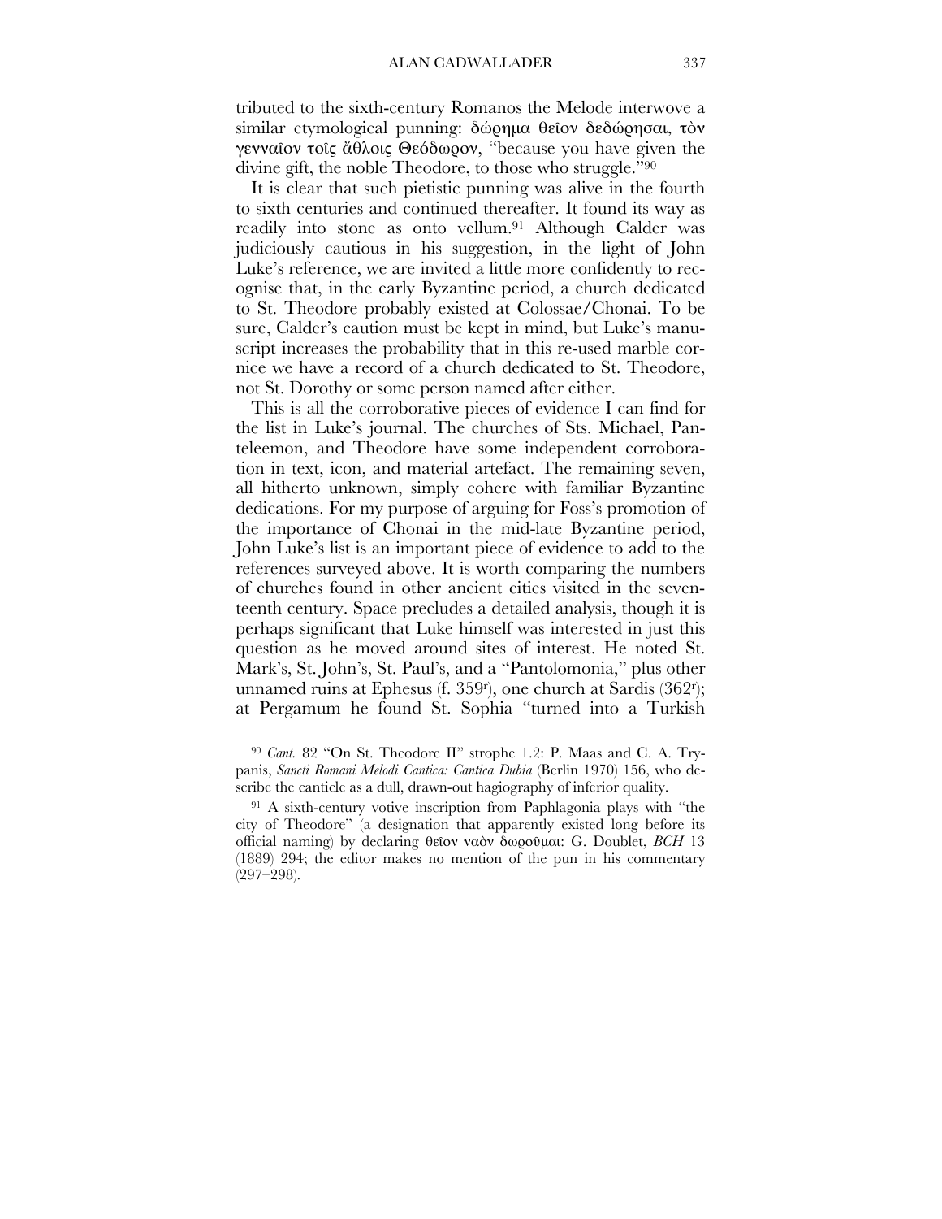tributed to the sixth-century Romanos the Melode interwove a similar etymological punning: δώρημα θεῖον δεδώρησαι, τὸν γενναῖον τοῖς ἄθλοις Θεόδωρον, "because you have given the divine gift, the noble Theodore, to those who struggle."[90]

It is clear that such pietistic punning was alive in the fourth to sixth centuries and continued thereafter. It found its way as readily into stone as onto vellum.[91] Although Calder was judiciously cautious in his suggestion, in the light of John Luke's reference, we are invited a little more confidently to recognise that, in the early Byzantine period, a church dedicated to St. Theodore probably existed at Colossae/Chonai. To be sure, Calder's caution must be kept in mind, but Luke's manuscript increases the probability that in this re-used marble cornice we have a record of a church dedicated to St. Theodore, not St. Dorothy or some person named after either.

This is all the corroborative pieces of evidence I can find for the list in Luke's journal. The churches of Sts. Michael, Panteleemon, and Theodore have some independent corroboration in text, icon, and material artefact. The remaining seven, all hitherto unknown, simply cohere with familiar Byzantine dedications. For my purpose of arguing for Foss's promotion of the importance of Chonai in the mid-late Byzantine period, John Luke's list is an important piece of evidence to add to the references surveyed above. It is worth comparing the numbers of churches found in other ancient cities visited in the seventeenth century. Space precludes a detailed analysis, though it is perhaps significant that Luke himself was interested in just this question as he moved around sites of interest. He noted St. Mark's, St. John's, St. Paul's, and a "Pantolomonia," plus other unnamed ruins at Ephesus (f. 359r), one church at Sardis (362r); at Pergamum he found St. Sophia "turned into a Turkish

[90] *Cant.* 82 "On St. Theodore II" strophe 1.2: P. Maas and C. A. Trypanis, *Sancti Romani Melodi Cantica: Cantica Dubia* (Berlin 1970) 156, who describe the canticle as a dull, drawn-out hagiography of inferior quality.

[91] A sixth-century votive inscription from Paphlagonia plays with "the city of Theodore" (a designation that apparently existed long before its official naming) by declaring θεῖον ναὸν δωροῦμαι: G. Doublet, *BCH* 13 (1889) 294; the editor makes no mention of the pun in his commentary (297–298).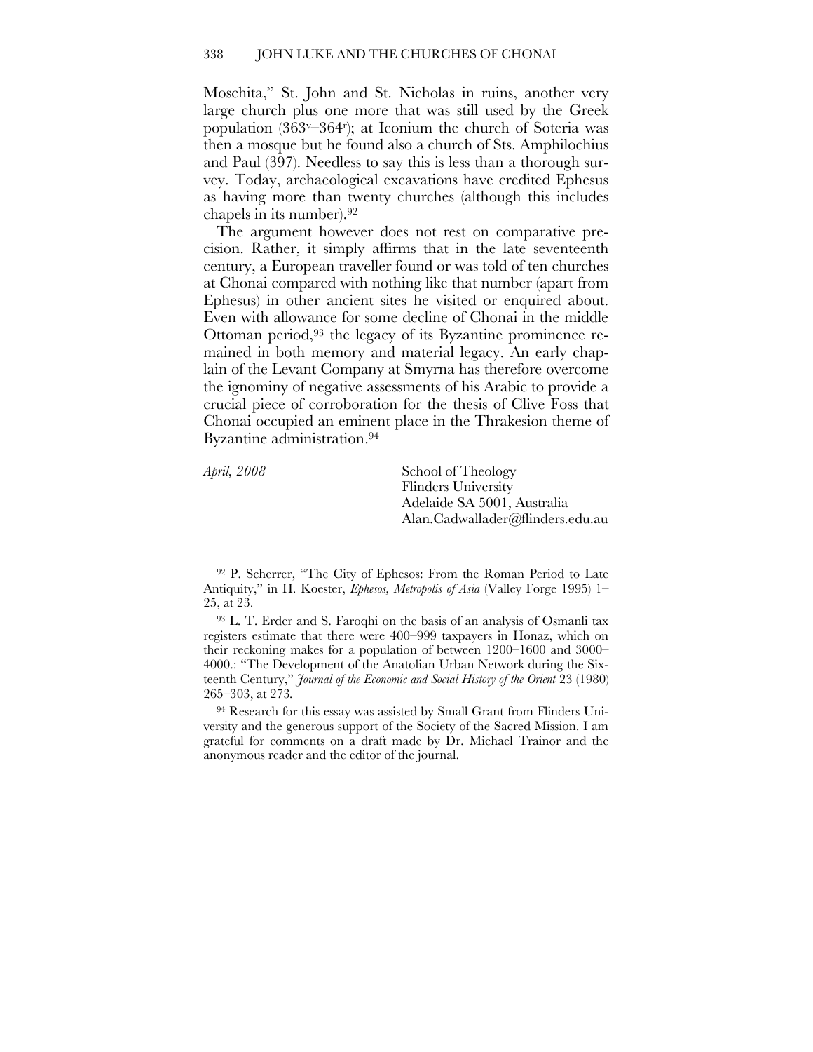Moschita," St. John and St. Nicholas in ruins, another very large church plus one more that was still used by the Greek population ($363^{v}$–$364^{r}$); at Iconium the church of Soteria was then a mosque but he found also a church of Sts. Amphilochius and Paul (397). Needless to say this is less than a thorough survey. Today, archaeological excavations have credited Ephesus as having more than twenty churches (although this includes chapels in its number).[92]

The argument however does not rest on comparative precision. Rather, it simply affirms that in the late seventeenth century, a European traveller found or was told of ten churches at Chonai compared with nothing like that number (apart from Ephesus) in other ancient sites he visited or enquired about. Even with allowance for some decline of Chonai in the middle Ottoman period,[93] the legacy of its Byzantine prominence remained in both memory and material legacy. An early chaplain of the Levant Company at Smyrna has therefore overcome the ignominy of negative assessments of his Arabic to provide a crucial piece of corroboration for the thesis of Clive Foss that Chonai occupied an eminent place in the Thrakesion theme of Byzantine administration.[94]

*April, 2008*

School of Theology
Flinders University
Adelaide SA 5001, Australia
Alan.Cadwallader@flinders.edu.au

[92] P. Scherrer, "The City of Ephesos: From the Roman Period to Late Antiquity," in H. Koester, *Ephesos, Metropolis of Asia* (Valley Forge 1995) 1–25, at 23.

[93] L. T. Erder and S. Faroqhi on the basis of an analysis of Osmanli tax registers estimate that there were 400–999 taxpayers in Honaz, which on their reckoning makes for a population of between 1200–1600 and 3000–4000.: "The Development of the Anatolian Urban Network during the Sixteenth Century," *Journal of the Economic and Social History of the Orient* 23 (1980) 265–303, at 273.

[94] Research for this essay was assisted by Small Grant from Flinders University and the generous support of the Society of the Sacred Mission. I am grateful for comments on a draft made by Dr. Michael Trainor and the anonymous reader and the editor of the journal.